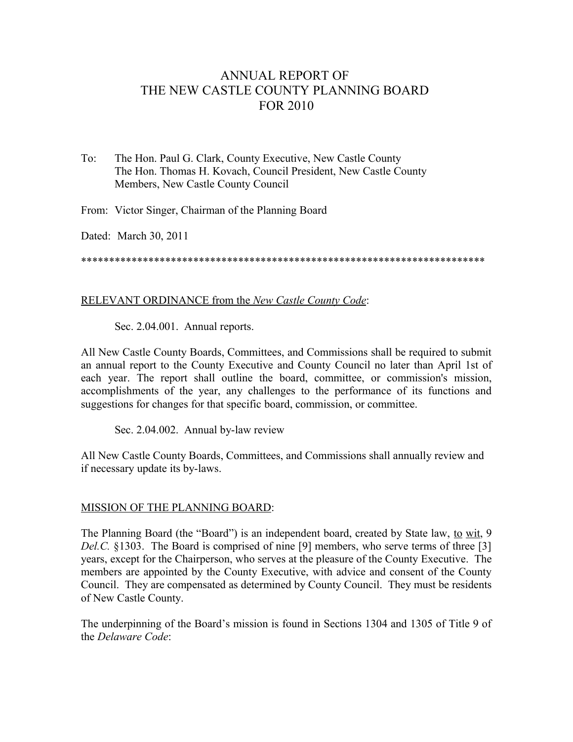# ANNUAL REPORT OF THE NEW CASTLE COUNTY PLANNING BOARD FOR 2010

To: The Hon. Paul G. Clark, County Executive, New Castle County
The Hon. Thomas H. Kovach, Council President, New Castle County
Members, New Castle County Council

From: Victor Singer, Chairman of the Planning Board

Dated: March 30, 2011

\*\*\*\*\*\*\*\*\*\*\*\*\*\*\*\*\*\*\*\*\*\*\*\*\*\*\*\*\*\*\*\*\*\*\*\*\*\*\*\*\*\*\*\*\*\*\*\*\*\*\*\*\*\*\*\*\*\*\*\*\*\*\*\*\*\*\*\*\*\*\*\*\*\*

<u>RELEVANT ORDINANCE from the *New Castle County Code*</u>:

Sec. 2.04.001. Annual reports.

All New Castle County Boards, Committees, and Commissions shall be required to submit an annual report to the County Executive and County Council no later than April 1st of each year. The report shall outline the board, committee, or commission's mission, accomplishments of the year, any challenges to the performance of its functions and suggestions for changes for that specific board, commission, or committee.

Sec. 2.04.002. Annual by-law review

All New Castle County Boards, Committees, and Commissions shall annually review and if necessary update its by-laws.

<u>MISSION OF THE PLANNING BOARD</u>:

The Planning Board (the "Board") is an independent board, created by State law, <u>to</u> <u>wit</u>, 9 *Del.C.* §1303. The Board is comprised of nine [9] members, who serve terms of three [3] years, except for the Chairperson, who serves at the pleasure of the County Executive. The members are appointed by the County Executive, with advice and consent of the County Council. They are compensated as determined by County Council. They must be residents of New Castle County.

The underpinning of the Board's mission is found in Sections 1304 and 1305 of Title 9 of the *Delaware Code*: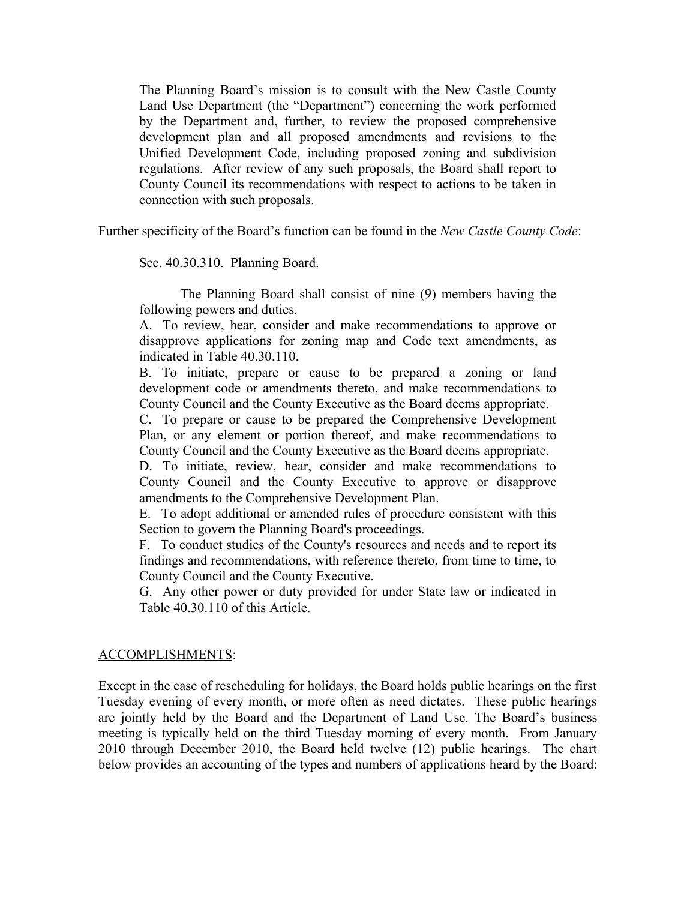> The Planning Board's mission is to consult with the New Castle County Land Use Department (the "Department") concerning the work performed by the Department and, further, to review the proposed comprehensive development plan and all proposed amendments and revisions to the Unified Development Code, including proposed zoning and subdivision regulations. After review of any such proposals, the Board shall report to County Council its recommendations with respect to actions to be taken in connection with such proposals.

Further specificity of the Board's function can be found in the *New Castle County Code*:

> Sec. 40.30.310. Planning Board.
>
> The Planning Board shall consist of nine (9) members having the following powers and duties.
>
> A. To review, hear, consider and make recommendations to approve or disapprove applications for zoning map and Code text amendments, as indicated in Table 40.30.110.
>
> B. To initiate, prepare or cause to be prepared a zoning or land development code or amendments thereto, and make recommendations to County Council and the County Executive as the Board deems appropriate.
>
> C. To prepare or cause to be prepared the Comprehensive Development Plan, or any element or portion thereof, and make recommendations to County Council and the County Executive as the Board deems appropriate.
>
> D. To initiate, review, hear, consider and make recommendations to County Council and the County Executive to approve or disapprove amendments to the Comprehensive Development Plan.
>
> E. To adopt additional or amended rules of procedure consistent with this Section to govern the Planning Board's proceedings.
>
> F. To conduct studies of the County's resources and needs and to report its findings and recommendations, with reference thereto, from time to time, to County Council and the County Executive.
>
> G. Any other power or duty provided for under State law or indicated in Table 40.30.110 of this Article.

<u>ACCOMPLISHMENTS</u>:

Except in the case of rescheduling for holidays, the Board holds public hearings on the first Tuesday evening of every month, or more often as need dictates. These public hearings are jointly held by the Board and the Department of Land Use. The Board's business meeting is typically held on the third Tuesday morning of every month. From January 2010 through December 2010, the Board held twelve (12) public hearings. The chart below provides an accounting of the types and numbers of applications heard by the Board: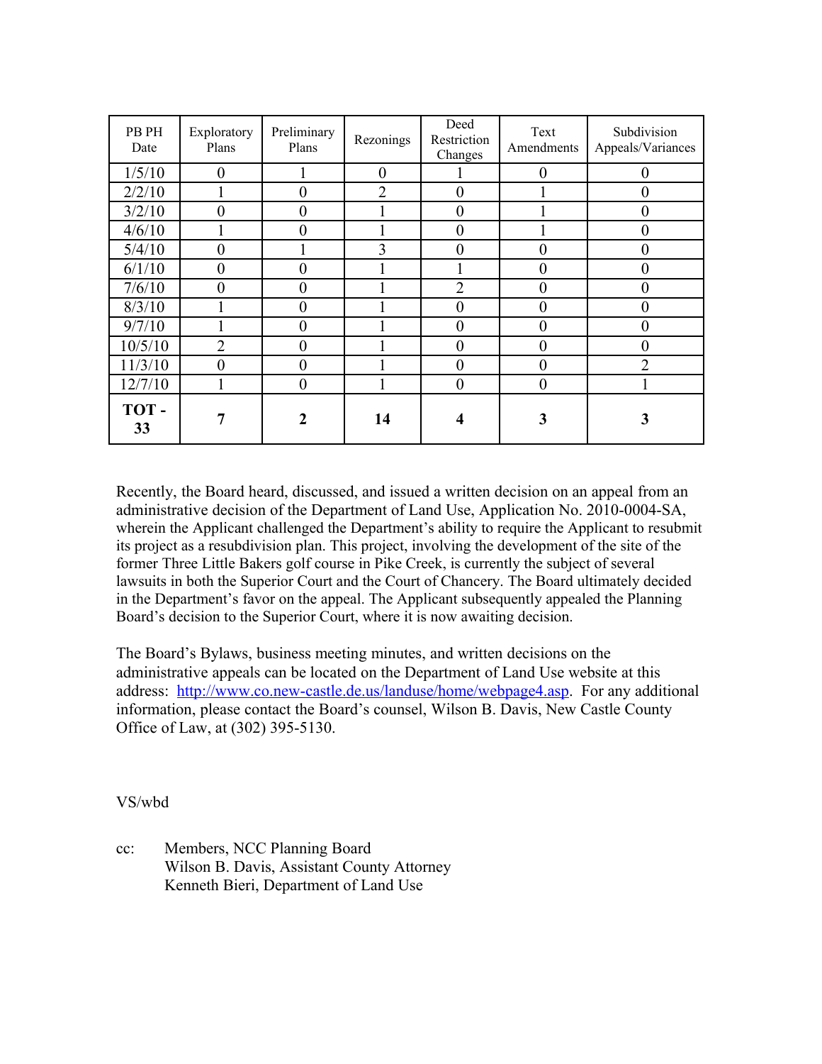| PB PH Date | Exploratory Plans | Preliminary Plans | Rezonings | Deed Restriction Changes | Text Amendments | Subdivision Appeals/Variances |
|---|---|---|---|---|---|---|
| 1/5/10 | 0 | 1 | 0 | 1 | 0 | 0 |
| 2/2/10 | 1 | 0 | 2 | 0 | 1 | 0 |
| 3/2/10 | 0 | 0 | 1 | 0 | 1 | 0 |
| 4/6/10 | 1 | 0 | 1 | 0 | 1 | 0 |
| 5/4/10 | 0 | 1 | 3 | 0 | 0 | 0 |
| 6/1/10 | 0 | 0 | 1 | 1 | 0 | 0 |
| 7/6/10 | 0 | 0 | 1 | 2 | 0 | 0 |
| 8/3/10 | 1 | 0 | 1 | 0 | 0 | 0 |
| 9/7/10 | 1 | 0 | 1 | 0 | 0 | 0 |
| 10/5/10 | 2 | 0 | 1 | 0 | 0 | 0 |
| 11/3/10 | 0 | 0 | 1 | 0 | 0 | 2 |
| 12/7/10 | 1 | 0 | 1 | 0 | 0 | 1 |
| **TOT - 33** | **7** | **2** | **14** | **4** | **3** | **3** |

Recently, the Board heard, discussed, and issued a written decision on an appeal from an administrative decision of the Department of Land Use, Application No. 2010-0004-SA, wherein the Applicant challenged the Department's ability to require the Applicant to resubmit its project as a resubdivision plan. This project, involving the development of the site of the former Three Little Bakers golf course in Pike Creek, is currently the subject of several lawsuits in both the Superior Court and the Court of Chancery. The Board ultimately decided in the Department's favor on the appeal. The Applicant subsequently appealed the Planning Board's decision to the Superior Court, where it is now awaiting decision.

The Board's Bylaws, business meeting minutes, and written decisions on the administrative appeals can be located on the Department of Land Use website at this address: http://www.co.new-castle.de.us/landuse/home/webpage4.asp. For any additional information, please contact the Board's counsel, Wilson B. Davis, New Castle County Office of Law, at (302) 395-5130.

VS/wbd

cc: Members, NCC Planning Board
Wilson B. Davis, Assistant County Attorney
Kenneth Bieri, Department of Land Use